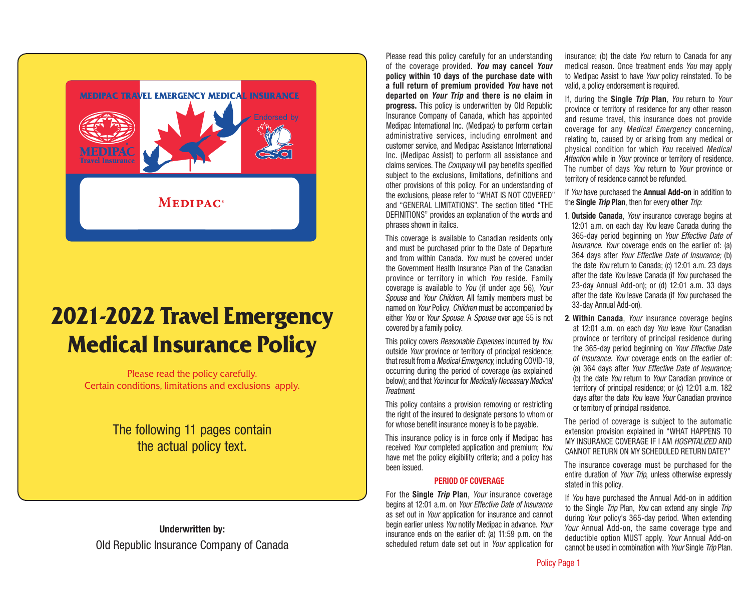MEDIPAC TRAVEL EMERGENCY MEDICAL INSURANCE

MEDIPAC Travel Insurance

Endorsed by csa

MEDIPAC®

# 2021-2022 Travel Emergency Medical Insurance Policy

Please read the policy carefully.
Certain conditions, limitations and exclusions apply.

The following 11 pages contain the actual policy text.

**Underwritten by:**
Old Republic Insurance Company of Canada

Please read this policy carefully for an understanding of the coverage provided. ***You* may cancel *Your* policy within 10 days of the purchase date with a full return of premium provided *You* have not departed on *Your Trip* and there is no claim in progress.** This policy is underwritten by Old Republic Insurance Company of Canada, which has appointed Medipac International Inc. (Medipac) to perform certain administrative services, including enrolment and customer service, and Medipac Assistance International Inc. (Medipac Assist) to perform all assistance and claims services. The *Company* will pay benefits specified subject to the exclusions, limitations, definitions and other provisions of this policy. For an understanding of the exclusions, please refer to "WHAT IS NOT COVERED" and "GENERAL LIMITATIONS". The section titled "THE DEFINITIONS" provides an explanation of the words and phrases shown in italics.

This coverage is available to Canadian residents only and must be purchased prior to the Date of Departure and from within Canada. *You* must be covered under the Government Health Insurance Plan of the Canadian province or territory in which *You* reside. Family coverage is available to *You* (if under age 56), *Your Spouse* and *Your Children*. All family members must be named on *Your* Policy. *Children* must be accompanied by either *You* or *Your Spouse*. A *Spouse* over age 55 is not covered by a family policy.

This policy covers *Reasonable Expenses* incurred by *You* outside *Your* province or territory of principal residence; that result from a *Medical Emergency*, including COVID-19, occurring during the period of coverage (as explained below); and that *You* incur for *Medically Necessary Medical Treatment*.

This policy contains a provision removing or restricting the right of the insured to designate persons to whom or for whose benefit insurance money is to be payable.

This insurance policy is in force only if Medipac has received *Your* completed application and premium; *You* have met the policy eligibility criteria; and a policy has been issued.

## PERIOD OF COVERAGE

For the **Single *Trip* Plan**, *Your* insurance coverage begins at 12:01 a.m. on *Your Effective Date of Insurance* as set out in *Your* application for insurance and cannot begin earlier unless *You* notify Medipac in advance. *Your* insurance ends on the earlier of: (a) 11:59 p.m. on the scheduled return date set out in *Your* application for insurance; (b) the date *You* return to Canada for any medical reason. Once treatment ends *You* may apply to Medipac Assist to have *Your* policy reinstated. To be valid, a policy endorsement is required.

If, during the **Single *Trip* Plan**, *You* return to *Your* province or territory of residence for any other reason and resume travel, this insurance does not provide coverage for any *Medical Emergency* concerning, relating to, caused by or arising from any medical or physical condition for which *You* received *Medical Attention* while in *Your* province or territory of residence. The number of days *You* return to *Your* province or territory of residence cannot be refunded.

If *You* have purchased the **Annual Add-on** in addition to the **Single *Trip* Plan**, then for every **other** *Trip:*

1. **Outside Canada**, *Your* insurance coverage begins at 12:01 a.m. on each day *You* leave Canada during the 365-day period beginning on *Your Effective Date of Insurance*. *Your* coverage ends on the earlier of: (a) 364 days after *Your Effective Date of Insurance;* (b) the date *You* return to Canada; (c) 12:01 a.m. 23 days after the date *You* leave Canada (if *You* purchased the 23-day Annual Add-on); or (d) 12:01 a.m. 33 days after the date *You* leave Canada (if *You* purchased the 33-day Annual Add-on).
2. **Within Canada**, *Your* insurance coverage begins at 12:01 a.m. on each day *You* leave *Your* Canadian province or territory of principal residence during the 365-day period beginning on *Your Effective Date of Insurance*. *Your* coverage ends on the earlier of: (a) 364 days after *Your Effective Date of Insurance;* (b) the date *You* return to *Your* Canadian province or territory of principal residence; or (c) 12:01 a.m. 182 days after the date *You* leave *Your* Canadian province or territory of principal residence.

The period of coverage is subject to the automatic extension provision explained in "WHAT HAPPENS TO MY INSURANCE COVERAGE IF I AM *HOSPITALIZED* AND CANNOT RETURN ON MY SCHEDULED RETURN DATE?"

The insurance coverage must be purchased for the entire duration of *Your Trip*, unless otherwise expressly stated in this policy.

If *You* have purchased the Annual Add-on in addition to the Single *Trip* Plan, *You* can extend any single *Trip* during *Your* policy's 365-day period. When extending *Your* Annual Add-on, the same coverage type and deductible option MUST apply. *Your* Annual Add-on cannot be used in combination with *Your* Single *Trip* Plan.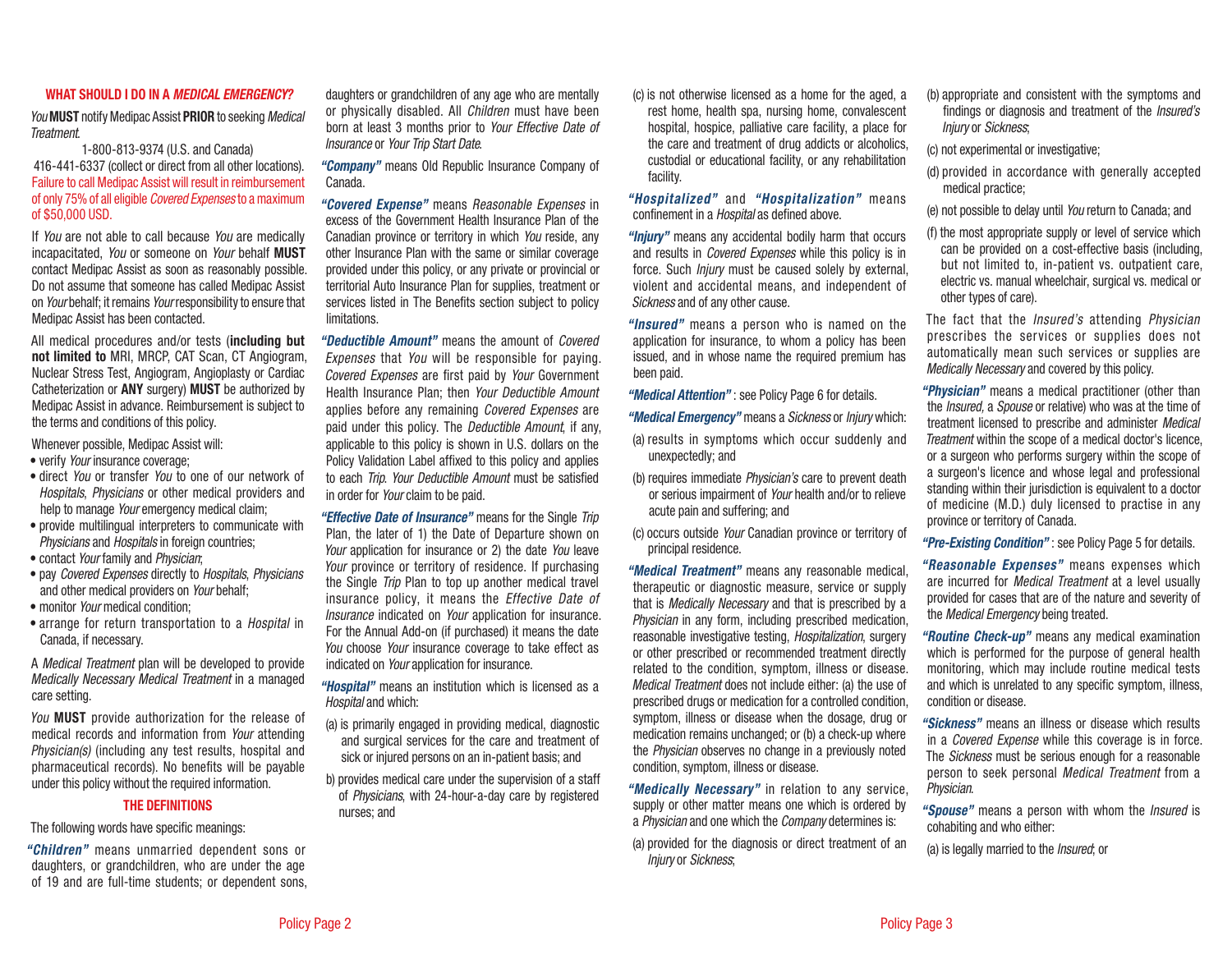## WHAT SHOULD I DO IN A *MEDICAL EMERGENCY*?

*You* **MUST** notify Medipac Assist **PRIOR** to seeking *Medical Treatment*.

1-800-813-9374 (U.S. and Canada)
416-441-6337 (collect or direct from all other locations).
Failure to call Medipac Assist will result in reimbursement of only 75% of all eligible *Covered Expenses* to a maximum of $50,000 USD.

If *You* are not able to call because *You* are medically incapacitated, *You* or someone on *Your* behalf **MUST** contact Medipac Assist as soon as reasonably possible. Do not assume that someone has called Medipac Assist on *Your* behalf; it remains *Your* responsibility to ensure that Medipac Assist has been contacted.

All medical procedures and/or tests (**including but not limited to** MRI, MRCP, CAT Scan, CT Angiogram, Nuclear Stress Test, Angiogram, Angioplasty or Cardiac Catheterization or **ANY** surgery) **MUST** be authorized by Medipac Assist in advance. Reimbursement is subject to the terms and conditions of this policy.

Whenever possible, Medipac Assist will:

- verify *Your* insurance coverage;
- direct *You* or transfer *You* to one of our network of *Hospitals*, *Physicians* or other medical providers and help to manage *Your* emergency medical claim;
- provide multilingual interpreters to communicate with *Physicians* and *Hospitals* in foreign countries;
- contact *Your* family and *Physician*;
- pay *Covered Expenses* directly to *Hospitals*, *Physicians* and other medical providers on *Your* behalf;
- monitor *Your* medical condition;
- arrange for return transportation to a *Hospital* in Canada, if necessary.

A *Medical Treatment* plan will be developed to provide *Medically Necessary Medical Treatment* in a managed care setting.

*You* **MUST** provide authorization for the release of medical records and information from *Your* attending *Physician(s)* (including any test results, hospital and pharmaceutical records). No benefits will be payable under this policy without the required information.

## THE DEFINITIONS

The following words have specific meanings:

***"Children"*** means unmarried dependent sons or daughters, or grandchildren, who are under the age of 19 and are full-time students; or dependent sons, daughters or grandchildren of any age who are mentally or physically disabled. All *Children* must have been born at least 3 months prior to *Your Effective Date of Insurance* or *Your Trip Start Date*.

***"Company"*** means Old Republic Insurance Company of Canada.

***"Covered Expense"*** means *Reasonable Expenses* in excess of the Government Health Insurance Plan of the Canadian province or territory in which *You* reside, any other Insurance Plan with the same or similar coverage provided under this policy, or any private or provincial or territorial Auto Insurance Plan for supplies, treatment or services listed in The Benefits section subject to policy limitations.

***"Deductible Amount"*** means the amount of *Covered Expenses* that *You* will be responsible for paying. *Covered Expenses* are first paid by *Your* Government Health Insurance Plan; then *Your Deductible Amount* applies before any remaining *Covered Expenses* are paid under this policy. The *Deductible Amount*, if any, applicable to this policy is shown in U.S. dollars on the Policy Validation Label affixed to this policy and applies to each *Trip*. *Your Deductible Amount* must be satisfied in order for *Your* claim to be paid.

***"Effective Date of Insurance"*** means for the Single *Trip* Plan, the later of 1) the Date of Departure shown on *Your* application for insurance or 2) the date *You* leave *Your* province or territory of residence. If purchasing the Single *Trip* Plan to top up another medical travel insurance policy, it means the *Effective Date of Insurance* indicated on *Your* application for insurance. For the Annual Add-on (if purchased) it means the date *You* choose *Your* insurance coverage to take effect as indicated on *Your* application for insurance.

***"Hospital"*** means an institution which is licensed as a *Hospital* and which:

(a) is primarily engaged in providing medical, diagnostic and surgical services for the care and treatment of sick or injured persons on an in-patient basis; and

b) provides medical care under the supervision of a staff of *Physicians*, with 24-hour-a-day care by registered nurses; and

(c) is not otherwise licensed as a home for the aged, a rest home, health spa, nursing home, convalescent hospital, hospice, palliative care facility, a place for the care and treatment of drug addicts or alcoholics, custodial or educational facility, or any rehabilitation facility.

***"Hospitalized"*** and ***"Hospitalization"*** means confinement in a *Hospital* as defined above.

***"Injury"*** means any accidental bodily harm that occurs and results in *Covered Expenses* while this policy is in force. Such *Injury* must be caused solely by external, violent and accidental means, and independent of *Sickness* and of any other cause.

***"Insured"*** means a person who is named on the application for insurance, to whom a policy has been issued, and in whose name the required premium has been paid.

***"Medical Attention"*** : see Policy Page 6 for details.

***"Medical Emergency"*** means a *Sickness* or *Injury* which:

(a) results in symptoms which occur suddenly and unexpectedly; and

(b) requires immediate *Physician's* care to prevent death or serious impairment of *Your* health and/or to relieve acute pain and suffering; and

(c) occurs outside *Your* Canadian province or territory of principal residence.

***"Medical Treatment"*** means any reasonable medical, therapeutic or diagnostic measure, service or supply that is *Medically Necessary* and that is prescribed by a *Physician* in any form, including prescribed medication, reasonable investigative testing, *Hospitalization*, surgery or other prescribed or recommended treatment directly related to the condition, symptom, illness or disease. *Medical Treatment* does not include either: (a) the use of prescribed drugs or medication for a controlled condition, symptom, illness or disease when the dosage, drug or medication remains unchanged; or (b) a check-up where the *Physician* observes no change in a previously noted condition, symptom, illness or disease.

***"Medically Necessary"*** in relation to any service, supply or other matter means one which is ordered by a *Physician* and one which the *Company* determines is:

(a) provided for the diagnosis or direct treatment of an *Injury* or *Sickness*;

(b) appropriate and consistent with the symptoms and findings or diagnosis and treatment of the *Insured's Injury* or *Sickness*;

(c) not experimental or investigative;

(d) provided in accordance with generally accepted medical practice;

(e) not possible to delay until *You* return to Canada; and

(f) the most appropriate supply or level of service which can be provided on a cost-effective basis (including, but not limited to, in-patient vs. outpatient care, electric vs. manual wheelchair, surgical vs. medical or other types of care).

The fact that the *Insured's* attending *Physician* prescribes the services or supplies does not automatically mean such services or supplies are *Medically Necessary* and covered by this policy.

***"Physician"*** means a medical practitioner (other than the *Insured*, a *Spouse* or relative) who was at the time of treatment licensed to prescribe and administer *Medical Treatment* within the scope of a medical doctor's licence, or a surgeon who performs surgery within the scope of a surgeon's licence and whose legal and professional standing within their jurisdiction is equivalent to a doctor of medicine (M.D.) duly licensed to practise in any province or territory of Canada.

***"Pre-Existing Condition"*** : see Policy Page 5 for details.

***"Reasonable Expenses"*** means expenses which are incurred for *Medical Treatment* at a level usually provided for cases that are of the nature and severity of the *Medical Emergency* being treated.

***"Routine Check-up"*** means any medical examination which is performed for the purpose of general health monitoring, which may include routine medical tests and which is unrelated to any specific symptom, illness, condition or disease.

***"Sickness"*** means an illness or disease which results in a *Covered Expense* while this coverage is in force. The *Sickness* must be serious enough for a reasonable person to seek personal *Medical Treatment* from a *Physician*.

***"Spouse"*** means a person with whom the *Insured* is cohabiting and who either:

(a) is legally married to the *Insured*; or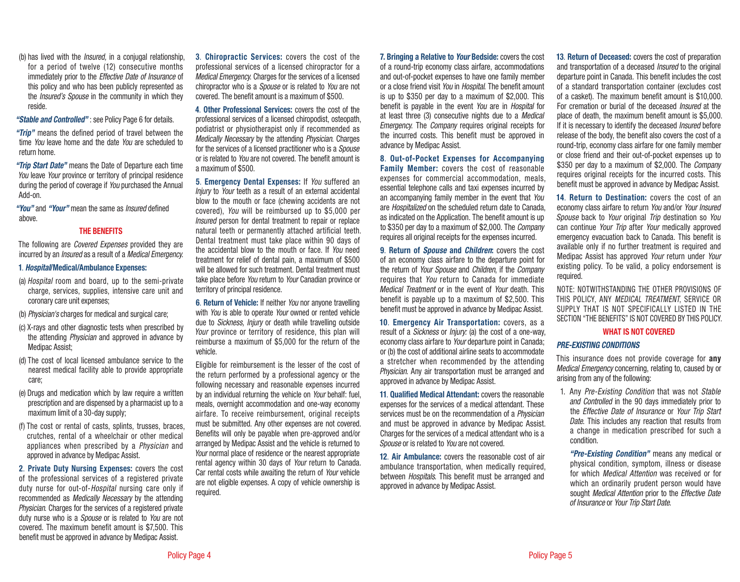(b) has lived with the *Insured,* in a conjugal relationship, for a period of twelve (12) consecutive months immediately prior to the *Effective Date of Insurance* of this policy and who has been publicly represented as the *Insured's Spouse* in the community in which they reside.

***"Stable and Controlled"*** : see Policy Page 6 for details.

***"Trip"*** means the defined period of travel between the time *You* leave home and the date *You* are scheduled to return home.

***"Trip Start Date"*** means the Date of Departure each time *You* leave *Your* province or territory of principal residence during the period of coverage if *You* purchased the Annual Add-on.

***"You"*** and ***"Your"*** mean the same as *Insured* defined above.

## THE BENEFITS

The following are *Covered Expenses* provided they are incurred by an *Insured* as a result of a *Medical Emergency.*

**1**. ***Hospital*/Medical/Ambulance Expenses:**

(a) *Hospital* room and board, up to the semi-private charge, services, supplies, intensive care unit and coronary care unit expenses;

(b) *Physician's* charges for medical and surgical care;

(c) X-rays and other diagnostic tests when prescribed by the attending *Physician* and approved in advance by Medipac Assist;

(d) The cost of local licensed ambulance service to the nearest medical facility able to provide appropriate care;

(e) Drugs and medication which by law require a written prescription and are dispensed by a pharmacist up to a maximum limit of a 30-day supply;

(f) The cost or rental of casts, splints, trusses, braces, crutches, rental of a wheelchair or other medical appliances when prescribed by a *Physician* and approved in advance by Medipac Assist.

**2**. **Private Duty Nursing Expenses:** covers the cost of the professional services of a registered private duty nurse for out-of-*Hospital* nursing care only if recommended as *Medically Necessary* by the attending *Physician.* Charges for the services of a registered private duty nurse who is a *Spouse* or is related to *You* are not covered. The maximum benefit amount is $7,500. This benefit must be approved in advance by Medipac Assist.

**3**. **Chiropractic Services:** covers the cost of the professional services of a licensed chiropractor for a *Medical Emergency.* Charges for the services of a licensed chiropractor who is a *Spouse* or is related to *You* are not covered. The benefit amount is a maximum of $500.

**4**. **Other Professional Services:** covers the cost of the professional services of a licensed chiropodist, osteopath, podiatrist or physiotherapist only if recommended as *Medically Necessary* by the attending *Physician.* Charges for the services of a licensed practitioner who is a *Spouse* or is related to *You* are not covered. The benefit amount is a maximum of $500.

**5**. **Emergency Dental Expenses:** If *You* suffered an *Injury* to *Your* teeth as a result of an external accidental blow to the mouth or face (chewing accidents are not covered), *You* will be reimbursed up to $5,000 per *Insured* person for dental treatment to repair or replace natural teeth or permanently attached artificial teeth. Dental treatment must take place within 90 days of the accidental blow to the mouth or face. If *You* need treatment for relief of dental pain, a maximum of $500 will be allowed for such treatment. Dental treatment must take place before *You* return to *Your* Canadian province or territory of principal residence.

**6**. **Return of Vehicle:** If neither *You* nor anyone travelling with *You* is able to operate *Your* owned or rented vehicle due to *Sickness, Injury* or death while travelling outside *Your* province or territory of residence, this plan will reimburse a maximum of $5,000 for the return of the vehicle.

Eligible for reimbursement is the lesser of the cost of the return performed by a professional agency or the following necessary and reasonable expenses incurred by an individual returning the vehicle on *Your* behalf: fuel, meals, overnight accommodation and one-way economy airfare. To receive reimbursement, original receipts must be submitted. Any other expenses are not covered. Benefits will only be payable when pre-approved and/or arranged by Medipac Assist and the vehicle is returned to *Your* normal place of residence or the nearest appropriate rental agency within 30 days of *Your* return to Canada. Car rental costs while awaiting the return of *Your* vehicle are not eligible expenses. A copy of vehicle ownership is required.

**7. Bringing a Relative to *Your* Bedside:** covers the cost of a round-trip economy class airfare, accommodations and out-of-pocket expenses to have one family member or a close friend visit *You* in *Hospital.* The benefit amount is up to $350 per day to a maximum of $2,000. This benefit is payable in the event *You* are in *Hospital* for at least three (3) consecutive nights due to a *Medical Emergency.* The *Company* requires original receipts for the incurred costs. This benefit must be approved in advance by Medipac Assist.

**8**. **Out-of-Pocket Expenses for Accompanying Family Member:** covers the cost of reasonable expenses for commercial accommodation, meals, essential telephone calls and taxi expenses incurred by an accompanying family member in the event that *You* are *Hospitalized* on the scheduled return date to Canada, as indicated on the Application. The benefit amount is up to $350 per day to a maximum of $2,000. The *Company* requires all original receipts for the expenses incurred.

**9**. **Return of *Spouse* and *Children*:** covers the cost of an economy class airfare to the departure point for the return of *Your Spouse* and *Children*, if the *Company* requires that *You* return to Canada for immediate *Medical Treatment* or in the event of *Your* death. This benefit is payable up to a maximum of $2,500. This benefit must be approved in advance by Medipac Assist.

**10**. **Emergency Air Transportation:** covers, as a result of a *Sickness* or *Injury:* (a) the cost of a one-way, economy class airfare to *Your* departure point in Canada; or (b) the cost of additional airline seats to accommodate a stretcher when recommended by the attending *Physician.* Any air transportation must be arranged and approved in advance by Medipac Assist.

**11**. **Qualified Medical Attendant:** covers the reasonable expenses for the services of a medical attendant. These services must be on the recommendation of a *Physician* and must be approved in advance by Medipac Assist. Charges for the services of a medical attendant who is a *Spouse* or is related to *You* are not covered.

**12**. **Air Ambulance:** covers the reasonable cost of air ambulance transportation, when medically required, between *Hospitals.* This benefit must be arranged and approved in advance by Medipac Assist.

**13**. **Return of Deceased:** covers the cost of preparation and transportation of a deceased *Insured* to the original departure point in Canada. This benefit includes the cost of a standard transportation container (excludes cost of a casket). The maximum benefit amount is $10,000. For cremation or burial of the deceased *Insured* at the place of death, the maximum benefit amount is $5,000. If it is necessary to identify the deceased *Insured* before release of the body, the benefit also covers the cost of a round-trip, economy class airfare for one family member or close friend and their out-of-pocket expenses up to $350 per day to a maximum of $2,000. The *Company* requires original receipts for the incurred costs. This benefit must be approved in advance by Medipac Assist.

**14**. **Return to Destination:** covers the cost of an economy class airfare to return *You* and/or *Your Insured Spouse* back to *Your* original *Trip* destination so *You* can continue *Your Trip* after *Your* medically approved emergency evacuation back to Canada. This benefit is available only if no further treatment is required and Medipac Assist has approved *Your* return under *Your* existing policy. To be valid, a policy endorsement is required.

NOTE: NOTWITHSTANDING THE OTHER PROVISIONS OF THIS POLICY, ANY *MEDICAL TREATMENT*, SERVICE OR SUPPLY THAT IS NOT SPECIFICALLY LISTED IN THE SECTION "THE BENEFITS" IS NOT COVERED BY THIS POLICY.

## WHAT IS NOT COVERED

### *PRE-EXISTING CONDITIONS*

This insurance does not provide coverage for **any** *Medical Emergency* concerning, relating to, caused by or arising from any of the following:

1. Any *Pre-Existing Condition* that was not *Stable and Controlled* in the 90 days immediately prior to the *Effective Date of Insurance* or *Your Trip Start Date.* This includes any reaction that results from a change in medication prescribed for such a condition.

   ***"Pre-Existing Condition"*** means any medical or physical condition, symptom, illness or disease for which *Medical Attention* was received or for which an ordinarily prudent person would have sought *Medical Attention* prior to the *Effective Date of Insurance* or *Your Trip Start Date.*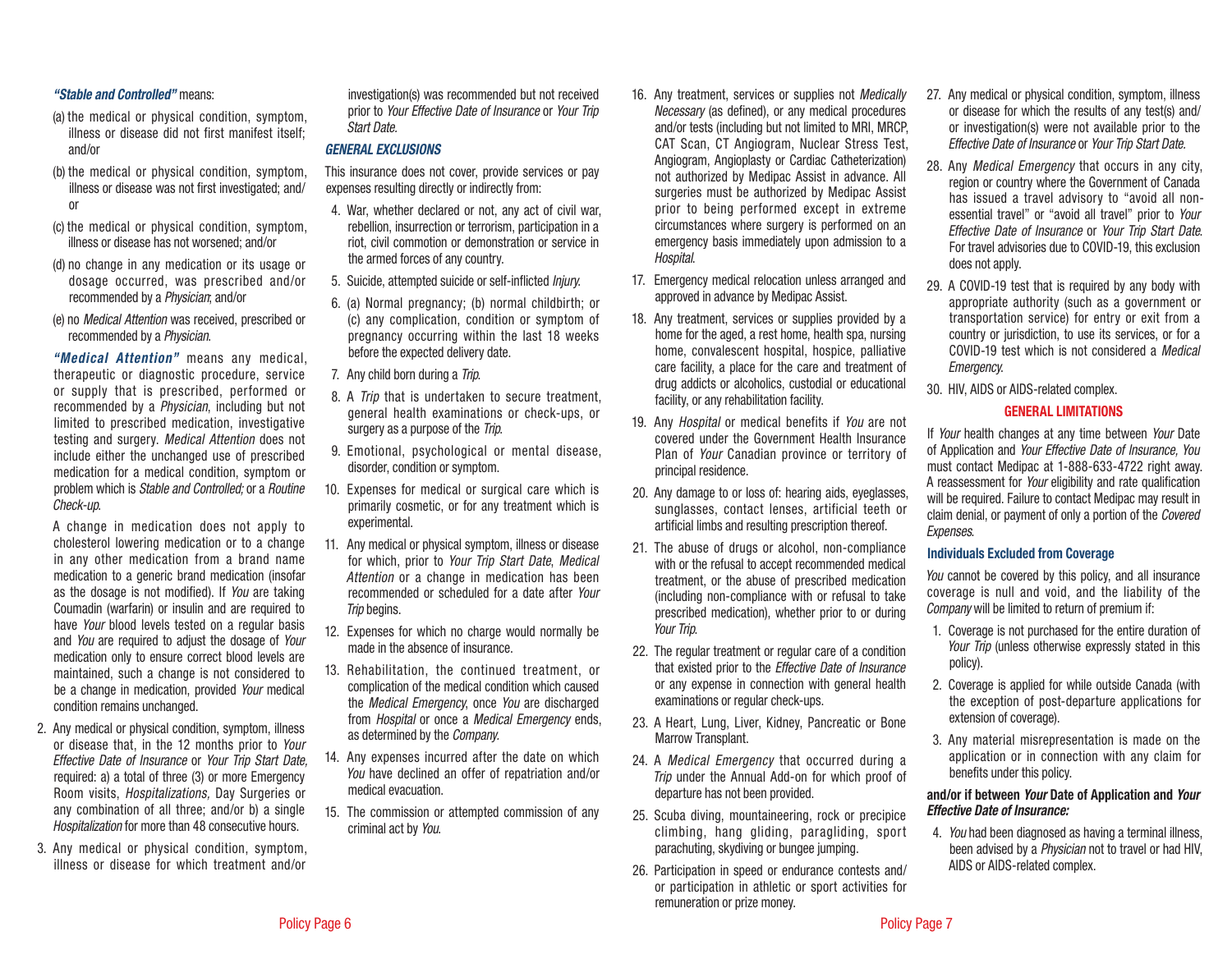***"Stable and Controlled"*** means:

(a) the medical or physical condition, symptom, illness or disease did not first manifest itself; and/or

(b) the medical or physical condition, symptom, illness or disease was not first investigated; and/or

(c) the medical or physical condition, symptom, illness or disease has not worsened; and/or

(d) no change in any medication or its usage or dosage occurred, was prescribed and/or recommended by a *Physician*; and/or

(e) no *Medical Attention* was received, prescribed or recommended by a *Physician*.

***"Medical Attention"*** means any medical, therapeutic or diagnostic procedure, service or supply that is prescribed, performed or recommended by a *Physician*, including but not limited to prescribed medication, investigative testing and surgery. *Medical Attention* does not include either the unchanged use of prescribed medication for a medical condition, symptom or problem which is *Stable and Controlled;* or a *Routine Check-up*.

A change in medication does not apply to cholesterol lowering medication or to a change in any other medication from a brand name medication to a generic brand medication (insofar as the dosage is not modified). If *You* are taking Coumadin (warfarin) or insulin and are required to have *Your* blood levels tested on a regular basis and *You* are required to adjust the dosage of *Your* medication only to ensure correct blood levels are maintained, such a change is not considered to be a change in medication, provided *Your* medical condition remains unchanged.

2. Any medical or physical condition, symptom, illness or disease that, in the 12 months prior to *Your Effective Date of Insurance* or *Your Trip Start Date,* required: a) a total of three (3) or more Emergency Room visits, *Hospitalizations,* Day Surgeries or any combination of all three; and/or b) a single *Hospitalization* for more than 48 consecutive hours.
3. Any medical or physical condition, symptom, illness or disease for which treatment and/or investigation(s) was recommended but not received prior to *Your Effective Date of Insurance* or *Your Trip Start Date.*

### *GENERAL EXCLUSIONS*

This insurance does not cover, provide services or pay expenses resulting directly or indirectly from:

4. War, whether declared or not, any act of civil war, rebellion, insurrection or terrorism, participation in a riot, civil commotion or demonstration or service in the armed forces of any country.
5. Suicide, attempted suicide or self-inflicted *Injury.*
6. (a) Normal pregnancy; (b) normal childbirth; or (c) any complication, condition or symptom of pregnancy occurring within the last 18 weeks before the expected delivery date.
7. Any child born during a *Trip*.
8. A *Trip* that is undertaken to secure treatment, general health examinations or check-ups, or surgery as a purpose of the *Trip*.
9. Emotional, psychological or mental disease, disorder, condition or symptom.
10. Expenses for medical or surgical care which is primarily cosmetic, or for any treatment which is experimental.
11. Any medical or physical symptom, illness or disease for which, prior to *Your Trip Start Date*, *Medical Attention* or a change in medication has been recommended or scheduled for a date after *Your Trip* begins.
12. Expenses for which no charge would normally be made in the absence of insurance.
13. Rehabilitation, the continued treatment, or complication of the medical condition which caused the *Medical Emergency*, once *You* are discharged from *Hospital* or once a *Medical Emergency* ends, as determined by the *Company.*
14. Any expenses incurred after the date on which *You* have declined an offer of repatriation and/or medical evacuation.
15. The commission or attempted commission of any criminal act by *You*.
16. Any treatment, services or supplies not *Medically Necessary* (as defined), or any medical procedures and/or tests (including but not limited to MRI, MRCP, CAT Scan, CT Angiogram, Nuclear Stress Test, Angiogram, Angioplasty or Cardiac Catheterization) not authorized by Medipac Assist in advance. All surgeries must be authorized by Medipac Assist prior to being performed except in extreme circumstances where surgery is performed on an emergency basis immediately upon admission to a *Hospital*.
17. Emergency medical relocation unless arranged and approved in advance by Medipac Assist.
18. Any treatment, services or supplies provided by a home for the aged, a rest home, health spa, nursing home, convalescent hospital, hospice, palliative care facility, a place for the care and treatment of drug addicts or alcoholics, custodial or educational facility, or any rehabilitation facility.
19. Any *Hospital* or medical benefits if *You* are not covered under the Government Health Insurance Plan of *Your* Canadian province or territory of principal residence.
20. Any damage to or loss of: hearing aids, eyeglasses, sunglasses, contact lenses, artificial teeth or artificial limbs and resulting prescription thereof.
21. The abuse of drugs or alcohol, non-compliance with or the refusal to accept recommended medical treatment, or the abuse of prescribed medication (including non-compliance with or refusal to take prescribed medication), whether prior to or during *Your Trip*.
22. The regular treatment or regular care of a condition that existed prior to the *Effective Date of Insurance* or any expense in connection with general health examinations or regular check-ups.
23. A Heart, Lung, Liver, Kidney, Pancreatic or Bone Marrow Transplant.
24. A *Medical Emergency* that occurred during a *Trip* under the Annual Add-on for which proof of departure has not been provided.
25. Scuba diving, mountaineering, rock or precipice climbing, hang gliding, paragliding, sport parachuting, skydiving or bungee jumping.
26. Participation in speed or endurance contests and/or participation in athletic or sport activities for remuneration or prize money.
27. Any medical or physical condition, symptom, illness or disease for which the results of any test(s) and/or investigation(s) were not available prior to the *Effective Date of Insurance* or *Your Trip Start Date*.
28. Any *Medical Emergency* that occurs in any city, region or country where the Government of Canada has issued a travel advisory to "avoid all non-essential travel" or "avoid all travel" prior to *Your Effective Date of Insurance* or *Your Trip Start Date*. For travel advisories due to COVID-19, this exclusion does not apply.
29. A COVID-19 test that is required by any body with appropriate authority (such as a government or transportation service) for entry or exit from a country or jurisdiction, to use its services, or for a COVID-19 test which is not considered a *Medical Emergency.*
30. HIV, AIDS or AIDS-related complex.

### GENERAL LIMITATIONS

If *Your* health changes at any time between *Your* Date of Application and *Your Effective Date of Insurance, You* must contact Medipac at 1-888-633-4722 right away. A reassessment for *Your* eligibility and rate qualification will be required. Failure to contact Medipac may result in claim denial, or payment of only a portion of the *Covered Expenses.*

#### Individuals Excluded from Coverage

*You* cannot be covered by this policy, and all insurance coverage is null and void, and the liability of the *Company* will be limited to return of premium if:

1. Coverage is not purchased for the entire duration of *Your Trip* (unless otherwise expressly stated in this policy).
2. Coverage is applied for while outside Canada (with the exception of post-departure applications for extension of coverage).
3. Any material misrepresentation is made on the application or in connection with any claim for benefits under this policy.

**and/or if between *Your* Date of Application and *Your Effective Date of Insurance:***

4. *You* had been diagnosed as having a terminal illness, been advised by a *Physician* not to travel or had HIV, AIDS or AIDS-related complex.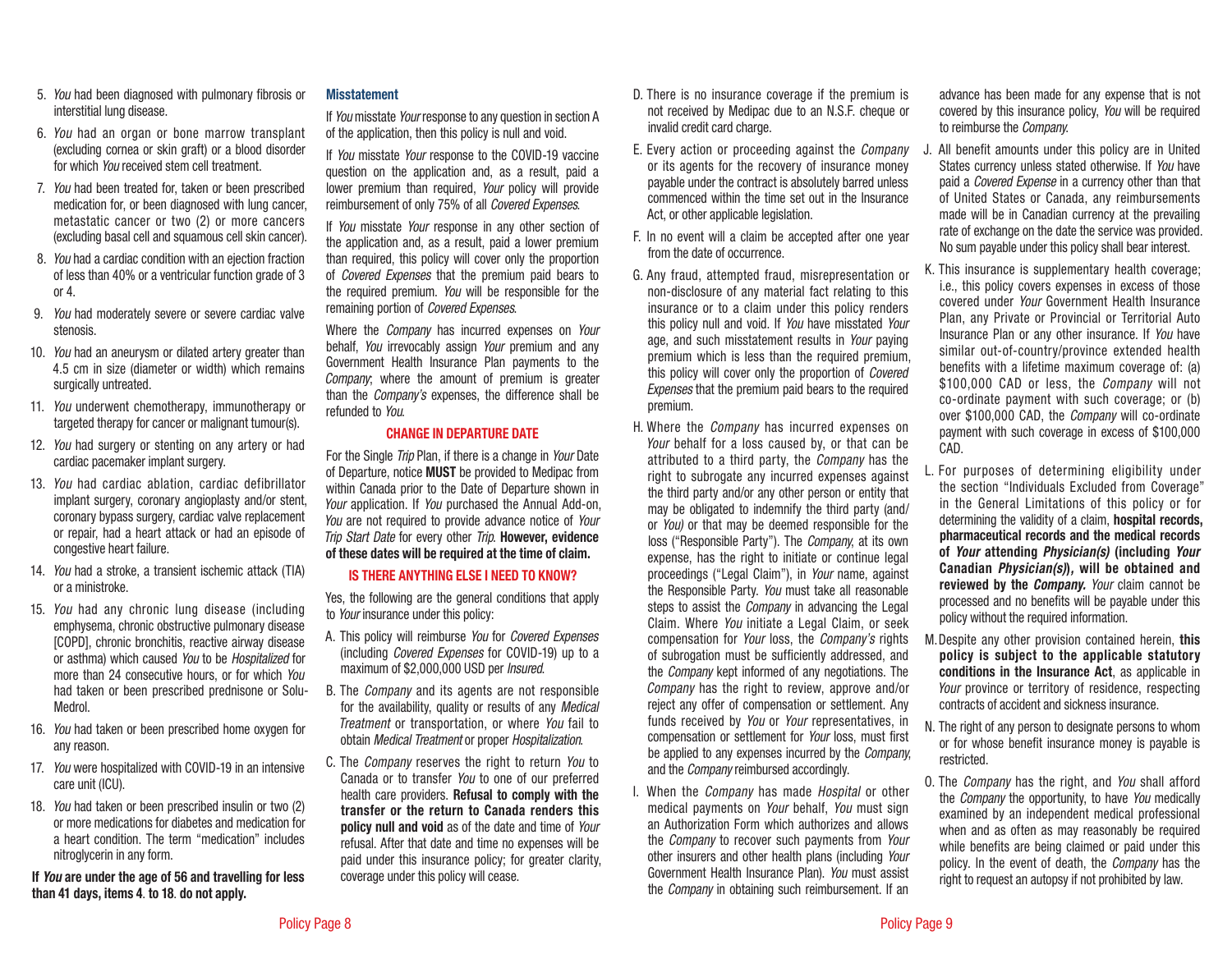5. *You* had been diagnosed with pulmonary fibrosis or interstitial lung disease.
6. *You* had an organ or bone marrow transplant (excluding cornea or skin graft) or a blood disorder for which *You* received stem cell treatment.
7. *You* had been treated for, taken or been prescribed medication for, or been diagnosed with lung cancer, metastatic cancer or two (2) or more cancers (excluding basal cell and squamous cell skin cancer).
8. *You* had a cardiac condition with an ejection fraction of less than 40% or a ventricular function grade of 3 or 4.
9. *You* had moderately severe or severe cardiac valve stenosis.
10. *You* had an aneurysm or dilated artery greater than 4.5 cm in size (diameter or width) which remains surgically untreated.
11. *You* underwent chemotherapy, immunotherapy or targeted therapy for cancer or malignant tumour(s).
12. *You* had surgery or stenting on any artery or had cardiac pacemaker implant surgery.
13. *You* had cardiac ablation, cardiac defibrillator implant surgery, coronary angioplasty and/or stent, coronary bypass surgery, cardiac valve replacement or repair, had a heart attack or had an episode of congestive heart failure.
14. *You* had a stroke, a transient ischemic attack (TIA) or a ministroke.
15. *You* had any chronic lung disease (including emphysema, chronic obstructive pulmonary disease [COPD], chronic bronchitis, reactive airway disease or asthma) which caused *You* to be *Hospitalized* for more than 24 consecutive hours, or for which *You* had taken or been prescribed prednisone or Solu-Medrol.
16. *You* had taken or been prescribed home oxygen for any reason.
17. *You* were hospitalized with COVID-19 in an intensive care unit (ICU).
18. *You* had taken or been prescribed insulin or two (2) or more medications for diabetes and medication for a heart condition. The term "medication" includes nitroglycerin in any form.

**If *You* are under the age of 56 and travelling for less than 41 days, items 4. to 18. do not apply.**

### Misstatement

If *You* misstate *Your* response to any question in section A of the application, then this policy is null and void.

If *You* misstate *Your* response to the COVID-19 vaccine question on the application and, as a result, paid a lower premium than required, *Your* policy will provide reimbursement of only 75% of all *Covered Expenses*.

If *You* misstate *Your* response in any other section of the application and, as a result, paid a lower premium than required, this policy will cover only the proportion of *Covered Expenses* that the premium paid bears to the required premium. *You* will be responsible for the remaining portion of *Covered Expenses*.

Where the *Company* has incurred expenses on *Your* behalf, *You* irrevocably assign *Your* premium and any Government Health Insurance Plan payments to the *Company*; where the amount of premium is greater than the *Company's* expenses, the difference shall be refunded to *You*.

### CHANGE IN DEPARTURE DATE

For the Single *Trip* Plan, if there is a change in *Your* Date of Departure, notice **MUST** be provided to Medipac from within Canada prior to the Date of Departure shown in *Your* application. If *You* purchased the Annual Add-on, *You* are not required to provide advance notice of *Your Trip Start Date* for every other *Trip*. **However, evidence of these dates will be required at the time of claim.**

### IS THERE ANYTHING ELSE I NEED TO KNOW?

Yes, the following are the general conditions that apply to *Your* insurance under this policy:

A. This policy will reimburse *You* for *Covered Expenses* (including *Covered Expenses* for COVID-19) up to a maximum of $2,000,000 USD per *Insured*.

B. The *Company* and its agents are not responsible for the availability, quality or results of any *Medical Treatment* or transportation, or where *You* fail to obtain *Medical Treatment* or proper *Hospitalization*.

C. The *Company* reserves the right to return *You* to Canada or to transfer *You* to one of our preferred health care providers. **Refusal to comply with the transfer or the return to Canada renders this policy null and void** as of the date and time of *Your* refusal. After that date and time no expenses will be paid under this insurance policy; for greater clarity, coverage under this policy will cease.

D. There is no insurance coverage if the premium is not received by Medipac due to an N.S.F. cheque or invalid credit card charge.

E. Every action or proceeding against the *Company* or its agents for the recovery of insurance money payable under the contract is absolutely barred unless commenced within the time set out in the Insurance Act, or other applicable legislation.

F. In no event will a claim be accepted after one year from the date of occurrence.

G. Any fraud, attempted fraud, misrepresentation or non-disclosure of any material fact relating to this insurance or to a claim under this policy renders this policy null and void. If *You* have misstated *Your* age, and such misstatement results in *Your* paying premium which is less than the required premium, this policy will cover only the proportion of *Covered Expenses* that the premium paid bears to the required premium.

H. Where the *Company* has incurred expenses on *Your* behalf for a loss caused by, or that can be attributed to a third party, the *Company* has the right to subrogate any incurred expenses against the third party and/or any other person or entity that may be obligated to indemnify the third party (and/or *You)* or that may be deemed responsible for the loss ("Responsible Party"). The *Company*, at its own expense, has the right to initiate or continue legal proceedings ("Legal Claim"), in *Your* name, against the Responsible Party. *You* must take all reasonable steps to assist the *Company* in advancing the Legal Claim. Where *You* initiate a Legal Claim, or seek compensation for *Your* loss, the *Company's* rights of subrogation must be sufficiently addressed, and the *Company* kept informed of any negotiations. The *Company* has the right to review, approve and/or reject any offer of compensation or settlement. Any funds received by *You* or *Your* representatives, in compensation or settlement for *Your* loss, must first be applied to any expenses incurred by the *Company*, and the *Company* reimbursed accordingly.

I. When the *Company* has made *Hospital* or other medical payments on *Your* behalf, *You* must sign an Authorization Form which authorizes and allows the *Company* to recover such payments from *Your* other insurers and other health plans (including *Your* Government Health Insurance Plan). *You* must assist the *Company* in obtaining such reimbursement. If an advance has been made for any expense that is not covered by this insurance policy, *You* will be required to reimburse the *Company*.

J. All benefit amounts under this policy are in United States currency unless stated otherwise. If *You* have paid a *Covered Expense* in a currency other than that of United States or Canada, any reimbursements made will be in Canadian currency at the prevailing rate of exchange on the date the service was provided. No sum payable under this policy shall bear interest.

K. This insurance is supplementary health coverage; i.e., this policy covers expenses in excess of those covered under *Your* Government Health Insurance Plan, any Private or Provincial or Territorial Auto Insurance Plan or any other insurance. If *You* have similar out-of-country/province extended health benefits with a lifetime maximum coverage of: (a) $100,000 CAD or less, the *Company* will not co-ordinate payment with such coverage; or (b) over $100,000 CAD, the *Company* will co-ordinate payment with such coverage in excess of $100,000 CAD.

L. For purposes of determining eligibility under the section "Individuals Excluded from Coverage" in the General Limitations of this policy or for determining the validity of a claim, **hospital records, pharmaceutical records and the medical records of *Your* attending *Physician(s)* (including *Your* Canadian *Physician(s)*), will be obtained and reviewed by the *Company*.** *Your* claim cannot be processed and no benefits will be payable under this policy without the required information.

M. Despite any other provision contained herein, **this policy is subject to the applicable statutory conditions in the Insurance Act**, as applicable in *Your* province or territory of residence, respecting contracts of accident and sickness insurance.

N. The right of any person to designate persons to whom or for whose benefit insurance money is payable is restricted.

O. The *Company* has the right, and *You* shall afford the *Company* the opportunity, to have *You* medically examined by an independent medical professional when and as often as may reasonably be required while benefits are being claimed or paid under this policy. In the event of death, the *Company* has the right to request an autopsy if not prohibited by law.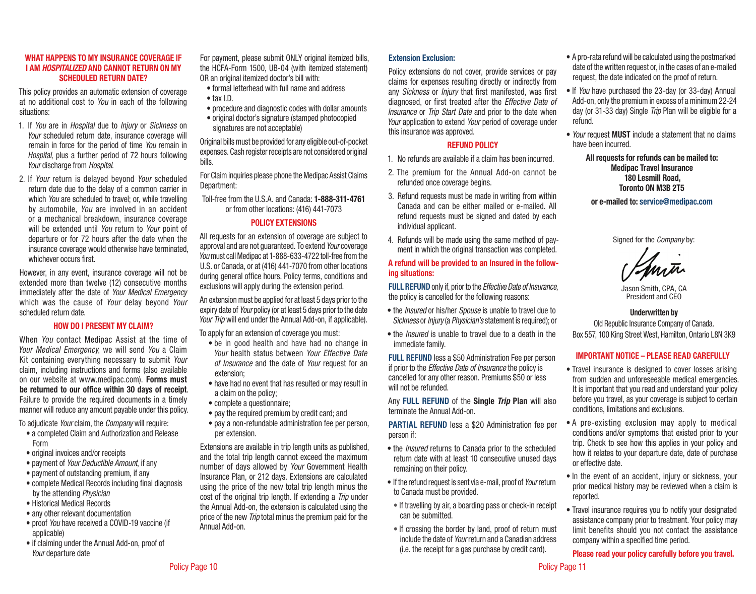## WHAT HAPPENS TO MY INSURANCE COVERAGE IF I AM *HOSPITALIZED* AND CANNOT RETURN ON MY SCHEDULED RETURN DATE?

This policy provides an automatic extension of coverage at no additional cost to *You* in each of the following situations:

1. If *You* are in *Hospital* due to *Injury* or *Sickness* on *Your* scheduled return date, insurance coverage will remain in force for the period of time *You* remain in *Hospital*, plus a further period of 72 hours following *Your* discharge from *Hospital*.
2. If *Your* return is delayed beyond *Your* scheduled return date due to the delay of a common carrier in which *You* are scheduled to travel; or, while travelling by automobile, *You* are involved in an accident or a mechanical breakdown, insurance coverage will be extended until *You* return to *Your* point of departure or for 72 hours after the date when the insurance coverage would otherwise have terminated, whichever occurs first.

However, in any event, insurance coverage will not be extended more than twelve (12) consecutive months immediately after the date of *Your Medical Emergency* which was the cause of *Your* delay beyond *Your* scheduled return date.

## HOW DO I PRESENT MY CLAIM?

When *You* contact Medipac Assist at the time of *Your Medical Emergency*, we will send *You* a Claim Kit containing everything necessary to submit *Your* claim, including instructions and forms (also available on our website at www.medipac.com). **Forms must be returned to our office within 30 days of receipt**. Failure to provide the required documents in a timely manner will reduce any amount payable under this policy.

To adjudicate *Your* claim, the *Company* will require:

- a completed Claim and Authorization and Release Form
- original invoices and/or receipts
- payment of *Your Deductible Amount*, if any
- payment of outstanding premium, if any
- complete Medical Records including final diagnosis by the attending *Physician*
- Historical Medical Records
- any other relevant documentation
- proof *You* have received a COVID-19 vaccine (if applicable)
- if claiming under the Annual Add-on, proof of *Your* departure date

For payment, please submit ONLY original itemized bills, the HCFA-Form 1500, UB-04 (with itemized statement) OR an original itemized doctor's bill with:

- formal letterhead with full name and address
- tax I.D.
- procedure and diagnostic codes with dollar amounts
- original doctor's signature (stamped photocopied signatures are not acceptable)

Original bills must be provided for any eligible out-of-pocket expenses. Cash register receipts are not considered original bills.

For Claim inquiries please phone the Medipac Assist Claims Department:

Toll-free from the U.S.A. and Canada: **1-888-311-4761** or from other locations: (416) 441-7073

## POLICY EXTENSIONS

All requests for an extension of coverage are subject to approval and are not guaranteed. To extend *Your* coverage *You* must call Medipac at 1-888-633-4722 toll-free from the U.S. or Canada, or at (416) 441-7070 from other locations during general office hours. Policy terms, conditions and exclusions will apply during the extension period.

An extension must be applied for at least 5 days prior to the expiry date of *Your* policy (or at least 5 days prior to the date *Your Trip* will end under the Annual Add-on, if applicable).

To apply for an extension of coverage you must:

- be in good health and have had no change in *Your* health status between *Your Effective Date of Insurance* and the date of *Your* request for an extension;
- have had no event that has resulted or may result in a claim on the policy;
- complete a questionnaire;
- pay the required premium by credit card; and
- pay a non-refundable administration fee per person, per extension.

Extensions are available in trip length units as published, and the total trip length cannot exceed the maximum number of days allowed by *Your* Government Health Insurance Plan, or 212 days. Extensions are calculated using the price of the new total trip length minus the cost of the original trip length. If extending a *Trip* under the Annual Add-on, the extension is calculated using the price of the new *Trip* total minus the premium paid for the Annual Add-on.

### Extension Exclusion:

Policy extensions do not cover, provide services or pay claims for expenses resulting directly or indirectly from any *Sickness* or *Injury* that first manifested, was first diagnosed, or first treated after the *Effective Date of Insurance* or *Trip Start Date* and prior to the date when *Your* application to extend *Your* period of coverage under this insurance was approved.

## REFUND POLICY

1. No refunds are available if a claim has been incurred.
2. The premium for the Annual Add-on cannot be refunded once coverage begins.
3. Refund requests must be made in writing from within Canada and can be either mailed or e-mailed. All refund requests must be signed and dated by each individual applicant.
4. Refunds will be made using the same method of payment in which the original transaction was completed.

**A refund will be provided to an Insured in the following situations:**

**FULL REFUND** only if, prior to the *Effective Date of Insurance*, the policy is cancelled for the following reasons:

- the *Insured* or his/her *Spouse* is unable to travel due to *Sickness* or *Injury* (a *Physician's* statement is required); or
- the *Insured* is unable to travel due to a death in the immediate family.

**FULL REFUND** less a $50 Administration Fee per person if prior to the *Effective Date of Insurance* the policy is cancelled for any other reason. Premiums $50 or less will not be refunded.

Any **FULL REFUND** of the **Single *Trip* Plan** will also terminate the Annual Add-on.

**PARTIAL REFUND** less a $20 Administration fee per person if:

- the *Insured* returns to Canada prior to the scheduled return date with at least 10 consecutive unused days remaining on their policy.
- If the refund request is sent via e-mail, proof of *Your* return to Canada must be provided.
  - If travelling by air, a boarding pass or check-in receipt can be submitted.
  - If crossing the border by land, proof of return must include the date of *Your* return and a Canadian address (i.e. the receipt for a gas purchase by credit card).
- A pro-rata refund will be calculated using the postmarked date of the written request or, in the cases of an e-mailed request, the date indicated on the proof of return.
- If *You* have purchased the 23-day (or 33-day) Annual Add-on, only the premium in excess of a minimum 22-24 day (or 31-33 day) Single *Trip* Plan will be eligible for a refund.
- *Your* request **MUST** include a statement that no claims have been incurred.

**All requests for refunds can be mailed to:**
**Medipac Travel Insurance**
**180 Lesmill Road,**
**Toronto ON M3B 2T5**

**or e-mailed to: service@medipac.com**

Signed for the *Company* by:

Jason Smith, CPA, CA
President and CEO

**Underwritten by**
Old Republic Insurance Company of Canada.
Box 557, 100 King Street West, Hamilton, Ontario L8N 3K9

## IMPORTANT NOTICE – PLEASE READ CAREFULLY

- Travel insurance is designed to cover losses arising from sudden and unforeseeable medical emergencies. It is important that you read and understand your policy before you travel, as your coverage is subject to certain conditions, limitations and exclusions.
- A pre-existing exclusion may apply to medical conditions and/or symptoms that existed prior to your trip. Check to see how this applies in your policy and how it relates to your departure date, date of purchase or effective date.
- In the event of an accident, injury or sickness, your prior medical history may be reviewed when a claim is reported.
- Travel insurance requires you to notify your designated assistance company prior to treatment. Your policy may limit benefits should you not contact the assistance company within a specified time period.

**Please read your policy carefully before you travel.**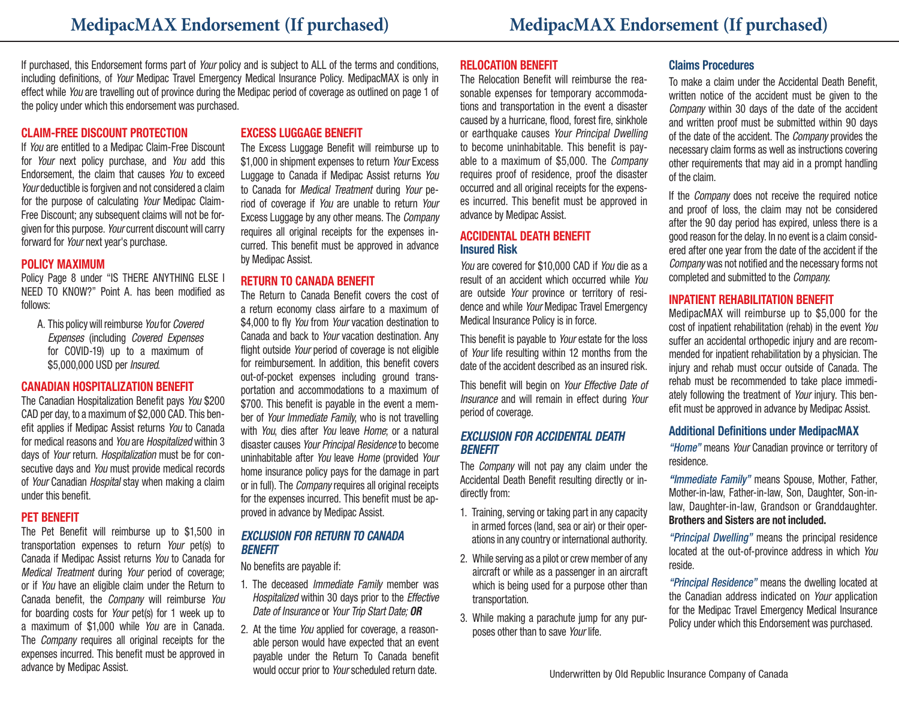# MedipacMAX Endorsement (If purchased)

If purchased, this Endorsement forms part of *Your* policy and is subject to ALL of the terms and conditions, including definitions, of *Your* Medipac Travel Emergency Medical Insurance Policy. MedipacMAX is only in effect while *You* are travelling out of province during the Medipac period of coverage as outlined on page 1 of the policy under which this endorsement was purchased.

## CLAIM-FREE DISCOUNT PROTECTION

If *You* are entitled to a Medipac Claim-Free Discount for *Your* next policy purchase, and *You* add this Endorsement, the claim that causes *You* to exceed *Your* deductible is forgiven and not considered a claim for the purpose of calculating *Your* Medipac Claim-Free Discount; any subsequent claims will not be forgiven for this purpose. *Your* current discount will carry forward for *Your* next year's purchase.

## POLICY MAXIMUM

Policy Page 8 under "IS THERE ANYTHING ELSE I NEED TO KNOW?" Point A. has been modified as follows:

A. This policy will reimburse *You* for *Covered Expenses* (including *Covered Expenses* for COVID-19) up to a maximum of $5,000,000 USD per *Insured*.

## CANADIAN HOSPITALIZATION BENEFIT

The Canadian Hospitalization Benefit pays *You* $200 CAD per day, to a maximum of $2,000 CAD. This benefit applies if Medipac Assist returns *You* to Canada for medical reasons and *You* are *Hospitalized* within 3 days of *Your* return. *Hospitalization* must be for consecutive days and *You* must provide medical records of *Your* Canadian *Hospital* stay when making a claim under this benefit.

## PET BENEFIT

The Pet Benefit will reimburse up to $1,500 in transportation expenses to return *Your* pet(s) to Canada if Medipac Assist returns *You* to Canada for *Medical Treatment* during *Your* period of coverage; or if *You* have an eligible claim under the Return to Canada benefit, the *Company* will reimburse *You* for boarding costs for *Your* pet(s) for 1 week up to a maximum of $1,000 while *You* are in Canada. The *Company* requires all original receipts for the expenses incurred. This benefit must be approved in advance by Medipac Assist.

## EXCESS LUGGAGE BENEFIT

The Excess Luggage Benefit will reimburse up to $1,000 in shipment expenses to return *Your* Excess Luggage to Canada if Medipac Assist returns *You* to Canada for *Medical Treatment* during *Your* period of coverage if *You* are unable to return *Your* Excess Luggage by any other means. The *Company* requires all original receipts for the expenses incurred. This benefit must be approved in advance by Medipac Assist.

## RETURN TO CANADA BENEFIT

The Return to Canada Benefit covers the cost of a return economy class airfare to a maximum of $4,000 to fly *You* from *Your* vacation destination to Canada and back to *Your* vacation destination. Any flight outside *Your* period of coverage is not eligible for reimbursement. In addition, this benefit covers out-of-pocket expenses including ground transportation and accommodations to a maximum of $700. This benefit is payable in the event a member of *Your Immediate Family*, who is not travelling with *You*, dies after *You* leave *Home*; or a natural disaster causes *Your Principal Residence* to become uninhabitable after *You* leave *Home* (provided *Your* home insurance policy pays for the damage in part or in full). The *Company* requires all original receipts for the expenses incurred. This benefit must be approved in advance by Medipac Assist.

### *EXCLUSION FOR RETURN TO CANADA BENEFIT*

No benefits are payable if:

1. The deceased *Immediate Family* member was *Hospitalized* within 30 days prior to the *Effective Date of Insurance* or *Your Trip Start Date;* ***OR***
2. At the time *You* applied for coverage, a reasonable person would have expected that an event payable under the Return To Canada benefit would occur prior to *Your* scheduled return date.

## RELOCATION BENEFIT

The Relocation Benefit will reimburse the reasonable expenses for temporary accommodations and transportation in the event a disaster caused by a hurricane, flood, forest fire, sinkhole or earthquake causes *Your Principal Dwelling* to become uninhabitable. This benefit is payable to a maximum of $5,000. The *Company* requires proof of residence, proof the disaster occurred and all original receipts for the expenses incurred. This benefit must be approved in advance by Medipac Assist.

## ACCIDENTAL DEATH BENEFIT

### Insured Risk

*You* are covered for $10,000 CAD if *You* die as a result of an accident which occurred while *You* are outside *Your* province or territory of residence and while *Your* Medipac Travel Emergency Medical Insurance Policy is in force.

This benefit is payable to *Your* estate for the loss of *Your* life resulting within 12 months from the date of the accident described as an insured risk.

This benefit will begin on *Your Effective Date of Insurance* and will remain in effect during *Your* period of coverage.

### *EXCLUSION FOR ACCIDENTAL DEATH BENEFIT*

The *Company* will not pay any claim under the Accidental Death Benefit resulting directly or indirectly from:

1. Training, serving or taking part in any capacity in armed forces (land, sea or air) or their operations in any country or international authority.
2. While serving as a pilot or crew member of any aircraft or while as a passenger in an aircraft which is being used for a purpose other than transportation.
3. While making a parachute jump for any purposes other than to save *Your* life.

### Claims Procedures

To make a claim under the Accidental Death Benefit, written notice of the accident must be given to the *Company* within 30 days of the date of the accident and written proof must be submitted within 90 days of the date of the accident. The *Company* provides the necessary claim forms as well as instructions covering other requirements that may aid in a prompt handling of the claim.

If the *Company* does not receive the required notice and proof of loss, the claim may not be considered after the 90 day period has expired, unless there is a good reason for the delay. In no event is a claim considered after one year from the date of the accident if the *Company* was not notified and the necessary forms not completed and submitted to the *Company*.

## INPATIENT REHABILITATION BENEFIT

MedipacMAX will reimburse up to $5,000 for the cost of inpatient rehabilitation (rehab) in the event *You* suffer an accidental orthopedic injury and are recommended for inpatient rehabilitation by a physician. The injury and rehab must occur outside of Canada. The rehab must be recommended to take place immediately following the treatment of *Your* injury. This benefit must be approved in advance by Medipac Assist.

### Additional Definitions under MedipacMAX

***"Home"*** means *Your* Canadian province or territory of residence.

***"Immediate Family"*** means Spouse, Mother, Father, Mother-in-law, Father-in-law, Son, Daughter, Son-in-law, Daughter-in-law, Grandson or Granddaughter. **Brothers and Sisters are not included.**

***"Principal Dwelling"*** means the principal residence located at the out-of-province address in which *You* reside.

***"Principal Residence"*** means the dwelling located at the Canadian address indicated on *Your* application for the Medipac Travel Emergency Medical Insurance Policy under which this Endorsement was purchased.

Underwritten by Old Republic Insurance Company of Canada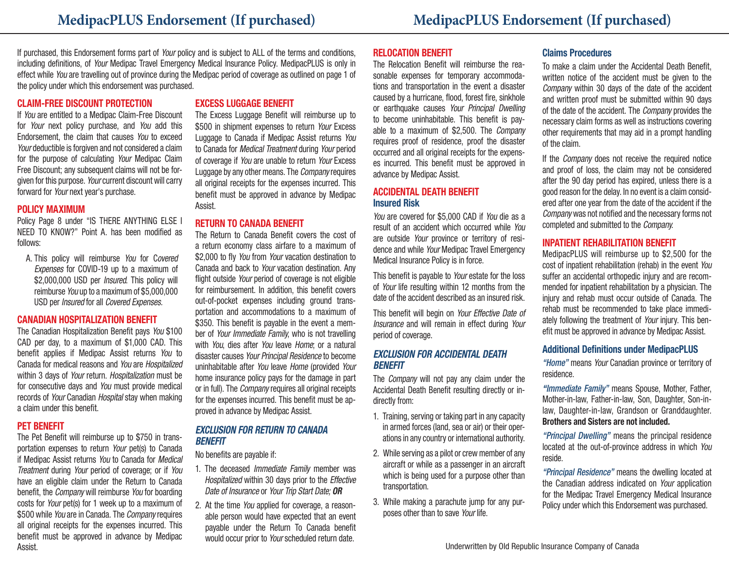# MedipacPLUS Endorsement (If purchased)

If purchased, this Endorsement forms part of *Your* policy and is subject to ALL of the terms and conditions, including definitions, of *Your* Medipac Travel Emergency Medical Insurance Policy. MedipacPLUS is only in effect while *You* are travelling out of province during the Medipac period of coverage as outlined on page 1 of the policy under which this endorsement was purchased.

## CLAIM-FREE DISCOUNT PROTECTION

If *You* are entitled to a Medipac Claim-Free Discount for *Your* next policy purchase, and *You* add this Endorsement, the claim that causes *You* to exceed *Your* deductible is forgiven and not considered a claim for the purpose of calculating *Your* Medipac Claim Free Discount; any subsequent claims will not be forgiven for this purpose. *Your* current discount will carry forward for *Your* next year's purchase.

## POLICY MAXIMUM

Policy Page 8 under "IS THERE ANYTHING ELSE I NEED TO KNOW?" Point A. has been modified as follows:

A. This policy will reimburse *You* for *Covered Expenses* for COVID-19 up to a maximum of \$2,000,000 USD per *Insured*. This policy will reimburse *You* up to a maximum of \$5,000,000 USD per *Insured* for all *Covered Expenses*.

## CANADIAN HOSPITALIZATION BENEFIT

The Canadian Hospitalization Benefit pays *You* \$100 CAD per day, to a maximum of \$1,000 CAD. This benefit applies if Medipac Assist returns *You* to Canada for medical reasons and *You* are *Hospitalized* within 3 days of *Your* return. *Hospitalization* must be for consecutive days and *You* must provide medical records of *Your* Canadian *Hospital* stay when making a claim under this benefit.

## PET BENEFIT

The Pet Benefit will reimburse up to \$750 in transportation expenses to return *Your* pet(s) to Canada if Medipac Assist returns *You* to Canada for *Medical Treatment* during *Your* period of coverage; or if *You* have an eligible claim under the Return to Canada benefit, the *Company* will reimburse *You* for boarding costs for *Your* pet(s) for 1 week up to a maximum of \$500 while *You* are in Canada. The *Company* requires all original receipts for the expenses incurred. This benefit must be approved in advance by Medipac Assist.

## EXCESS LUGGAGE BENEFIT

The Excess Luggage Benefit will reimburse up to \$500 in shipment expenses to return *Your* Excess Luggage to Canada if Medipac Assist returns *You* to Canada for *Medical Treatment* during *Your* period of coverage if *You* are unable to return *Your* Excess Luggage by any other means. The *Company* requires all original receipts for the expenses incurred. This benefit must be approved in advance by Medipac Assist.

## RETURN TO CANADA BENEFIT

The Return to Canada Benefit covers the cost of a return economy class airfare to a maximum of \$2,000 to fly *You* from *Your* vacation destination to Canada and back to *Your* vacation destination. Any flight outside *Your* period of coverage is not eligible for reimbursement. In addition, this benefit covers out-of-pocket expenses including ground transportation and accommodations to a maximum of \$350. This benefit is payable in the event a member of *Your Immediate Family*, who is not travelling with *You*, dies after *You* leave *Home*; or a natural disaster causes *Your Principal Residence* to become uninhabitable after *You* leave *Home* (provided *Your* home insurance policy pays for the damage in part or in full). The *Company* requires all original receipts for the expenses incurred. This benefit must be approved in advance by Medipac Assist.

### *EXCLUSION FOR RETURN TO CANADA BENEFIT*

No benefits are payable if:

1. The deceased *Immediate Family* member was *Hospitalized* within 30 days prior to the *Effective Date of Insurance* or *Your Trip Start Date;* ***OR***
2. At the time *You* applied for coverage, a reasonable person would have expected that an event payable under the Return To Canada benefit would occur prior to *Your* scheduled return date.

## RELOCATION BENEFIT

The Relocation Benefit will reimburse the reasonable expenses for temporary accommodations and transportation in the event a disaster caused by a hurricane, flood, forest fire, sinkhole or earthquake causes *Your Principal Dwelling* to become uninhabitable. This benefit is payable to a maximum of \$2,500. The *Company* requires proof of residence, proof the disaster occurred and all original receipts for the expenses incurred. This benefit must be approved in advance by Medipac Assist.

## ACCIDENTAL DEATH BENEFIT

### Insured Risk

*You* are covered for \$5,000 CAD if *You* die as a result of an accident which occurred while *You* are outside *Your* province or territory of residence and while *Your* Medipac Travel Emergency Medical Insurance Policy is in force.

This benefit is payable to *Your* estate for the loss of *Your* life resulting within 12 months from the date of the accident described as an insured risk.

This benefit will begin on *Your Effective Date of Insurance* and will remain in effect during *Your* period of coverage.

### *EXCLUSION FOR ACCIDENTAL DEATH BENEFIT*

The *Company* will not pay any claim under the Accidental Death Benefit resulting directly or indirectly from:

1. Training, serving or taking part in any capacity in armed forces (land, sea or air) or their operations in any country or international authority.
2. While serving as a pilot or crew member of any aircraft or while as a passenger in an aircraft which is being used for a purpose other than transportation.
3. While making a parachute jump for any purposes other than to save *Your* life.

### Claims Procedures

To make a claim under the Accidental Death Benefit, written notice of the accident must be given to the *Company* within 30 days of the date of the accident and written proof must be submitted within 90 days of the date of the accident. The *Company* provides the necessary claim forms as well as instructions covering other requirements that may aid in a prompt handling of the claim.

If the *Company* does not receive the required notice and proof of loss, the claim may not be considered after the 90 day period has expired, unless there is a good reason for the delay. In no event is a claim considered after one year from the date of the accident if the *Company* was not notified and the necessary forms not completed and submitted to the *Company*.

## INPATIENT REHABILITATION BENEFIT

MedipacPLUS will reimburse up to \$2,500 for the cost of inpatient rehabilitation (rehab) in the event *You* suffer an accidental orthopedic injury and are recommended for inpatient rehabilitation by a physician. The injury and rehab must occur outside of Canada. The rehab must be recommended to take place immediately following the treatment of *Your* injury. This benefit must be approved in advance by Medipac Assist.

### Additional Definitions under MedipacPLUS

*"Home"* means *Your* Canadian province or territory of residence.

*"Immediate Family"* means Spouse, Mother, Father, Mother-in-law, Father-in-law, Son, Daughter, Son-in-law, Daughter-in-law, Grandson or Granddaughter. **Brothers and Sisters are not included.**

*"Principal Dwelling"* means the principal residence located at the out-of-province address in which *You* reside.

*"Principal Residence"* means the dwelling located at the Canadian address indicated on *Your* application for the Medipac Travel Emergency Medical Insurance Policy under which this Endorsement was purchased.

Underwritten by Old Republic Insurance Company of Canada